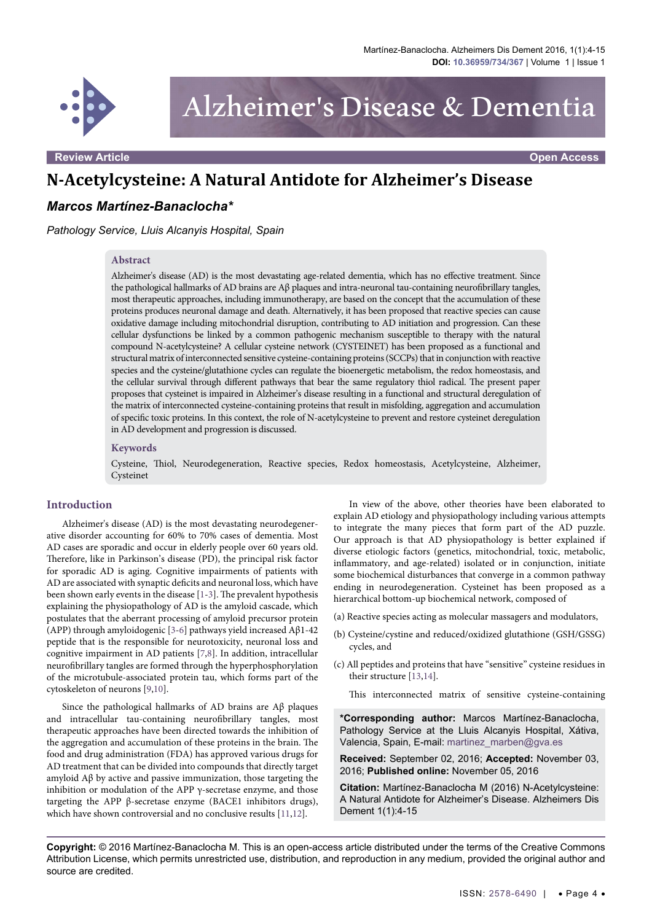Review Article | Open Access

# N-Acetylcysteine: A Natural Antidote for Alzheimer's Disease

***Marcos Martínez-Banaclocha****

*Pathology Service, Lluis Alcanyis Hospital, Spain*

## Abstract

Alzheimer's disease (AD) is the most devastating age-related dementia, which has no effective treatment. Since the pathological hallmarks of AD brains are Aβ plaques and intra-neuronal tau-containing neurofibrillary tangles, most therapeutic approaches, including immunotherapy, are based on the concept that the accumulation of these proteins produces neuronal damage and death. Alternatively, it has been proposed that reactive species can cause oxidative damage including mitochondrial disruption, contributing to AD initiation and progression. Can these cellular dysfunctions be linked by a common pathogenic mechanism susceptible to therapy with the natural compound N-acetylcysteine? A cellular cysteine network (CYSTEINET) has been proposed as a functional and structural matrix of interconnected sensitive cysteine-containing proteins (SCCPs) that in conjunction with reactive species and the cysteine/glutathione cycles can regulate the bioenergetic metabolism, the redox homeostasis, and the cellular survival through different pathways that bear the same regulatory thiol radical. The present paper proposes that cysteinet is impaired in Alzheimer's disease resulting in a functional and structural deregulation of the matrix of interconnected cysteine-containing proteins that result in misfolding, aggregation and accumulation of specific toxic proteins. In this context, the role of N-acetylcysteine to prevent and restore cysteinet deregulation in AD development and progression is discussed.

## Keywords

Cysteine, Thiol, Neurodegeneration, Reactive species, Redox homeostasis, Acetylcysteine, Alzheimer, Cysteinet

## Introduction

Alzheimer's disease (AD) is the most devastating neurodegenerative disorder accounting for 60% to 70% cases of dementia. Most AD cases are sporadic and occur in elderly people over 60 years old. Therefore, like in Parkinson's disease (PD), the principal risk factor for sporadic AD is aging. Cognitive impairments of patients with AD are associated with synaptic deficits and neuronal loss, which have been shown early events in the disease [1-3]. The prevalent hypothesis explaining the physiopathology of AD is the amyloid cascade, which postulates that the aberrant processing of amyloid precursor protein (APP) through amyloidogenic [3-6] pathways yield increased Aβ1-42 peptide that is the responsible for neurotoxicity, neuronal loss and cognitive impairment in AD patients [7,8]. In addition, intracellular neurofibrillary tangles are formed through the hyperphosphorylation of the microtubule-associated protein tau, which forms part of the cytoskeleton of neurons [9,10].

Since the pathological hallmarks of AD brains are Aβ plaques and intracellular tau-containing neurofibrillary tangles, most therapeutic approaches have been directed towards the inhibition of the aggregation and accumulation of these proteins in the brain. The food and drug administration (FDA) has approved various drugs for AD treatment that can be divided into compounds that directly target amyloid Aβ by active and passive immunization, those targeting the inhibition or modulation of the APP γ-secretase enzyme, and those targeting the APP β-secretase enzyme (BACE1 inhibitors drugs), which have shown controversial and no conclusive results [11,12].

In view of the above, other theories have been elaborated to explain AD etiology and physiopathology including various attempts to integrate the many pieces that form part of the AD puzzle. Our approach is that AD physiopathology is better explained if diverse etiologic factors (genetics, mitochondrial, toxic, metabolic, inflammatory, and age-related) isolated or in conjunction, initiate some biochemical disturbances that converge in a common pathway ending in neurodegeneration. Cysteinet has been proposed as a hierarchical bottom-up biochemical network, composed of

(a) Reactive species acting as molecular massagers and modulators,

(b) Cysteine/cystine and reduced/oxidized glutathione (GSH/GSSG) cycles, and

(c) All peptides and proteins that have "sensitive" cysteine residues in their structure [13,14].

This interconnected matrix of sensitive cysteine-containing

**\*Corresponding author:** Marcos Martínez-Banaclocha, Pathology Service at the Lluis Alcanyis Hospital, Xátiva, Valencia, Spain, E-mail: martinez_marben@gva.es

**Received:** September 02, 2016; **Accepted:** November 03, 2016; **Published online:** November 05, 2016

**Citation:** Martínez-Banaclocha M (2016) N-Acetylcysteine: A Natural Antidote for Alzheimer's Disease. Alzheimers Dis Dement 1(1):4-15

**Copyright:** © 2016 Martínez-Banaclocha M. This is an open-access article distributed under the terms of the Creative Commons Attribution License, which permits unrestricted use, distribution, and reproduction in any medium, provided the original author and source are credited.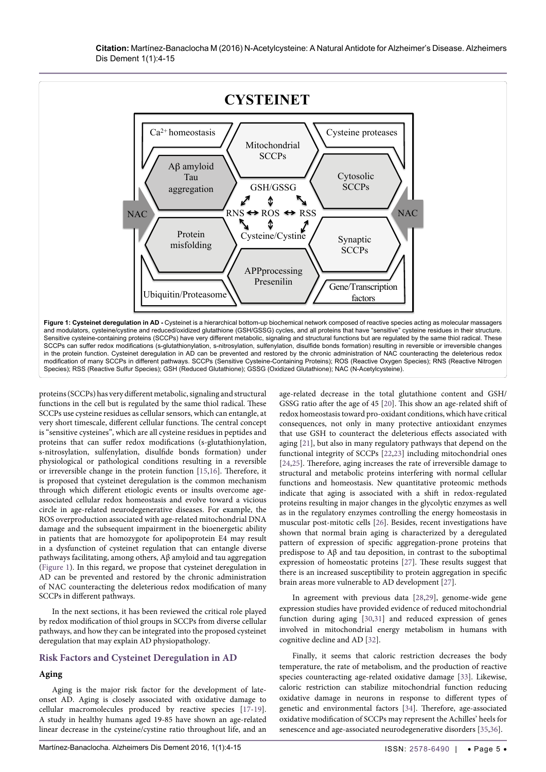**Figure 1: Cysteinet deregulation in AD -** Cysteinet is a hierarchical bottom-up biochemical network composed of reactive species acting as molecular massagers and modulators, cysteine/cystine and reduced/oxidized glutathione (GSH/GSSG) cycles, and all proteins that have "sensitive" cysteine residues in their structure. Sensitive cysteine-containing proteins (SCCPs) have very different metabolic, signaling and structural functions but are regulated by the same thiol radical. These SCCPs can suffer redox modifications (s-glutathionylation, s-nitrosylation, sulfenylation, disulfide bonds formation) resulting in reversible or irreversible changes in the protein function. Cysteinet deregulation in AD can be prevented and restored by the chronic administration of NAC counteracting the deleterious redox modification of many SCCPs in different pathways. SCCPs (Sensitive Cysteine-Containing Proteins); ROS (Reactive Oxygen Species); RNS (Reactive Nitrogen Species); RSS (Reactive Sulfur Species); GSH (Reduced Glutathione); GSSG (Oxidized Glutathione); NAC (N-Acetylcysteine).

proteins (SCCPs) has very different metabolic, signaling and structural functions in the cell but is regulated by the same thiol radical. These SCCPs use cysteine residues as cellular sensors, which can entangle, at very short timescale, different cellular functions. The central concept is "sensitive cysteines", which are all cysteine residues in peptides and proteins that can suffer redox modifications (s-glutathionylation, s-nitrosylation, sulfenylation, disulfide bonds formation) under physiological or pathological conditions resulting in a reversible or irreversible change in the protein function [15,16]. Therefore, it is proposed that cysteinet deregulation is the common mechanism through which different etiologic events or insults overcome age-associated cellular redox homeostasis and evolve toward a vicious circle in age-related neurodegenerative diseases. For example, the ROS overproduction associated with age-related mitochondrial DNA damage and the subsequent impairment in the bioenergetic ability in patients that are homozygote for apolipoprotein E4 may result in a dysfunction of cysteinet regulation that can entangle diverse pathways facilitating, among others, Aβ amyloid and tau aggregation (Figure 1). In this regard, we propose that cysteinet deregulation in AD can be prevented and restored by the chronic administration of NAC counteracting the deleterious redox modification of many SCCPs in different pathways.

In the next sections, it has been reviewed the critical role played by redox modification of thiol groups in SCCPs from diverse cellular pathways, and how they can be integrated into the proposed cysteinet deregulation that may explain AD physiopathology.

## Risk Factors and Cysteinet Deregulation in AD

### Aging

Aging is the major risk factor for the development of late-onset AD. Aging is closely associated with oxidative damage to cellular macromolecules produced by reactive species [17-19]. A study in healthy humans aged 19-85 have shown an age-related linear decrease in the cysteine/cystine ratio throughout life, and an age-related decrease in the total glutathione content and GSH/GSSG ratio after the age of 45 [20]. This show an age-related shift of redox homeostasis toward pro-oxidant conditions, which have critical consequences, not only in many protective antioxidant enzymes that use GSH to counteract the deleterious effects associated with aging [21], but also in many regulatory pathways that depend on the functional integrity of SCCPs [22,23] including mitochondrial ones [24,25]. Therefore, aging increases the rate of irreversible damage to structural and metabolic proteins interfering with normal cellular functions and homeostasis. New quantitative proteomic methods indicate that aging is associated with a shift in redox-regulated proteins resulting in major changes in the glycolytic enzymes as well as in the regulatory enzymes controlling the energy homeostasis in muscular post-mitotic cells [26]. Besides, recent investigations have shown that normal brain aging is characterized by a deregulated pattern of expression of specific aggregation-prone proteins that predispose to Aβ and tau deposition, in contrast to the suboptimal expression of homeostatic proteins [27]. These results suggest that there is an increased susceptibility to protein aggregation in specific brain areas more vulnerable to AD development [27].

In agreement with previous data [28,29], genome-wide gene expression studies have provided evidence of reduced mitochondrial function during aging [30,31] and reduced expression of genes involved in mitochondrial energy metabolism in humans with cognitive decline and AD [32].

Finally, it seems that caloric restriction decreases the body temperature, the rate of metabolism, and the production of reactive species counteracting age-related oxidative damage [33]. Likewise, caloric restriction can stabilize mitochondrial function reducing oxidative damage in neurons in response to different types of genetic and environmental factors [34]. Therefore, age-associated oxidative modification of SCCPs may represent the Achilles' heels for senescence and age-associated neurodegenerative disorders [35,36].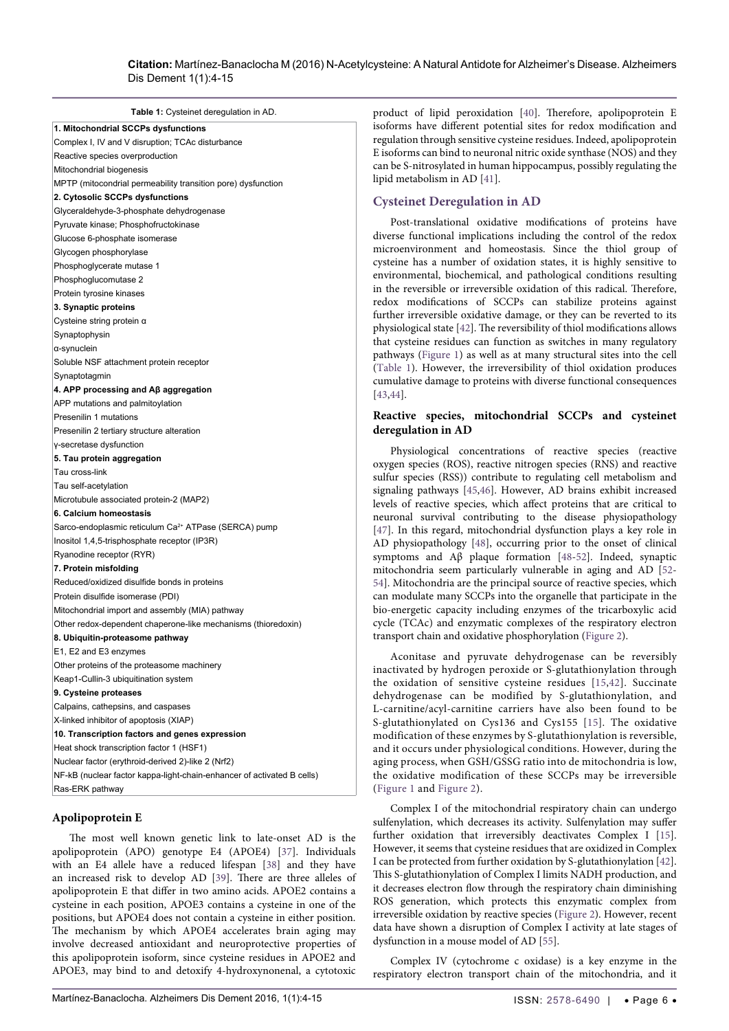Table 1: Cysteinet deregulation in AD.

| 1. Mitochondrial SCCPs dysfunctions |
|---|
| Complex I, IV and V disruption; TCAc disturbance |
| Reactive species overproduction |
| Mitochondrial biogenesis |
| MPTP (mitochondrial permeability transition pore) dysfunction |
| **2. Cytosolic SCCPs dysfunctions** |
| Glyceraldehyde-3-phosphate dehydrogenase |
| Pyruvate kinase; Phosphofructokinase |
| Glucose 6-phosphate isomerase |
| Glycogen phosphorylase |
| Phosphoglycerate mutase 1 |
| Phosphoglucomutase 2 |
| Protein tyrosine kinases |
| **3. Synaptic proteins** |
| Cysteine string protein α |
| Synaptophysin |
| α-synuclein |
| Soluble NSF attachment protein receptor |
| Synaptotagmin |
| **4. APP processing and Aβ aggregation** |
| APP mutations and palmitoylation |
| Presenilin 1 mutations |
| Presenilin 2 tertiary structure alteration |
| γ-secretase dysfunction |
| **5. Tau protein aggregation** |
| Tau cross-link |
| Tau self-acetylation |
| Microtubule associated protein-2 (MAP2) |
| **6. Calcium homeostasis** |
| Sarco-endoplasmic reticulum $Ca^{2+}$ ATPase (SERCA) pump |
| Inositol 1,4,5-trisphosphate receptor (IP3R) |
| Ryanodine receptor (RYR) |
| **7. Protein misfolding** |
| Reduced/oxidized disulfide bonds in proteins |
| Protein disulfide isomerase (PDI) |
| Mitochondrial import and assembly (MIA) pathway |
| Other redox-dependent chaperone-like mechanisms (thioredoxin) |
| **8. Ubiquitin-proteasome pathway** |
| E1, E2 and E3 enzymes |
| Other proteins of the proteasome machinery |
| Keap1-Cullin-3 ubiquitination system |
| **9. Cysteine proteases** |
| Calpains, cathepsins, and caspases |
| X-linked inhibitor of apoptosis (XIAP) |
| **10. Transcription factors and genes expression** |
| Heat shock transcription factor 1 (HSF1) |
| Nuclear factor (erythroid-derived 2)-like 2 (Nrf2) |
| NF-kB (nuclear factor kappa-light-chain-enhancer of activated B cells) |
| Ras-ERK pathway |

### Apolipoprotein E

The most well known genetic link to late-onset AD is the apolipoprotein (APO) genotype E4 (APOE4) [37]. Individuals with an E4 allele have a reduced lifespan [38] and they have an increased risk to develop AD [39]. There are three alleles of apolipoprotein E that differ in two amino acids. APOE2 contains a cysteine in each position, APOE3 contains a cysteine in one of the positions, but APOE4 does not contain a cysteine in either position. The mechanism by which APOE4 accelerates brain aging may involve decreased antioxidant and neuroprotective properties of this apolipoprotein isoform, since cysteine residues in APOE2 and APOE3, may bind to and detoxify 4-hydroxynonenal, a cytotoxic product of lipid peroxidation [40]. Therefore, apolipoprotein E isoforms have different potential sites for redox modification and regulation through sensitive cysteine residues. Indeed, apolipoprotein E isoforms can bind to neuronal nitric oxide synthase (NOS) and they can be S-nitrosylated in human hippocampus, possibly regulating the lipid metabolism in AD [41].

## Cysteinet Deregulation in AD

Post-translational oxidative modifications of proteins have diverse functional implications including the control of the redox microenvironment and homeostasis. Since the thiol group of cysteine has a number of oxidation states, it is highly sensitive to environmental, biochemical, and pathological conditions resulting in the reversible or irreversible oxidation of this radical. Therefore, redox modifications of SCCPs can stabilize proteins against further irreversible oxidative damage, or they can be reverted to its physiological state [42]. The reversibility of thiol modifications allows that cysteine residues can function as switches in many regulatory pathways (Figure 1) as well as at many structural sites into the cell (Table 1). However, the irreversibility of thiol oxidation produces cumulative damage to proteins with diverse functional consequences [43,44].

### Reactive species, mitochondrial SCCPs and cysteinet deregulation in AD

Physiological concentrations of reactive species (reactive oxygen species (ROS), reactive nitrogen species (RNS) and reactive sulfur species (RSS)) contribute to regulating cell metabolism and signaling pathways [45,46]. However, AD brains exhibit increased levels of reactive species, which affect proteins that are critical to neuronal survival contributing to the disease physiopathology [47]. In this regard, mitochondrial dysfunction plays a key role in AD physiopathology [48], occurring prior to the onset of clinical symptoms and Aβ plaque formation [48-52]. Indeed, synaptic mitochondria seem particularly vulnerable in aging and AD [52-54]. Mitochondria are the principal source of reactive species, which can modulate many SCCPs into the organelle that participate in the bio-energetic capacity including enzymes of the tricarboxylic acid cycle (TCAc) and enzymatic complexes of the respiratory electron transport chain and oxidative phosphorylation (Figure 2).

Aconitase and pyruvate dehydrogenase can be reversibly inactivated by hydrogen peroxide or S-glutathionylation through the oxidation of sensitive cysteine residues [15,42]. Succinate dehydrogenase can be modified by S-glutathionylation, and L-carnitine/acyl-carnitine carriers have also been found to be S-glutathionylated on Cys136 and Cys155 [15]. The oxidative modification of these enzymes by S-glutathionylation is reversible, and it occurs under physiological conditions. However, during the aging process, when GSH/GSSG ratio into de mitochondria is low, the oxidative modification of these SCCPs may be irreversible (Figure 1 and Figure 2).

Complex I of the mitochondrial respiratory chain can undergo sulfenylation, which decreases its activity. Sulfenylation may suffer further oxidation that irreversibly deactivates Complex I [15]. However, it seems that cysteine residues that are oxidized in Complex I can be protected from further oxidation by S-glutathionylation [42]. This S-glutathionylation of Complex I limits NADH production, and it decreases electron flow through the respiratory chain diminishing ROS generation, which protects this enzymatic complex from irreversible oxidation by reactive species (Figure 2). However, recent data have shown a disruption of Complex I activity at late stages of dysfunction in a mouse model of AD [55].

Complex IV (cytochrome c oxidase) is a key enzyme in the respiratory electron transport chain of the mitochondria, and it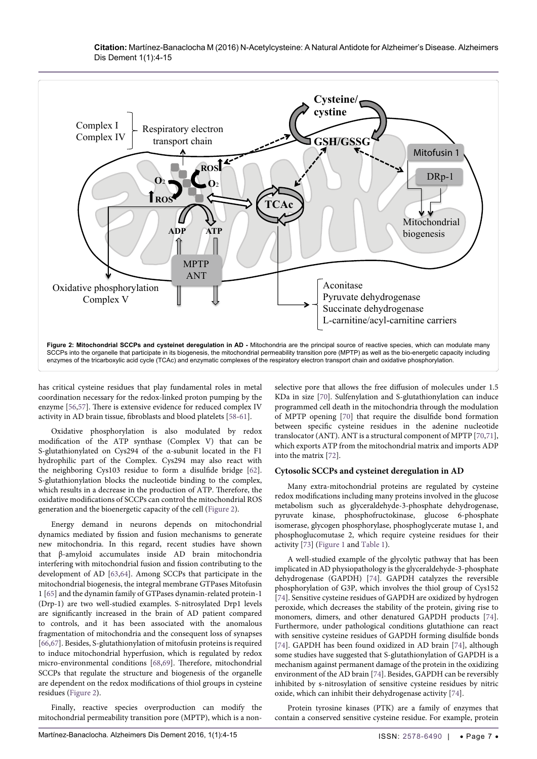**Figure 2: Mitochondrial SCCPs and cysteinet deregulation in AD -** Mitochondria are the principal source of reactive species, which can modulate many SCCPs into the organelle that participate in its biogenesis, the mitochondrial permeability transition pore (MPTP) as well as the bio-energetic capacity including enzymes of the tricarboxylic acid cycle (TCAc) and enzymatic complexes of the respiratory electron transport chain and oxidative phosphorylation.

has critical cysteine residues that play fundamental roles in metal coordination necessary for the redox-linked proton pumping by the enzyme [56,57]. There is extensive evidence for reduced complex IV activity in AD brain tissue, fibroblasts and blood platelets [58-61].

Oxidative phosphorylation is also modulated by redox modification of the ATP synthase (Complex V) that can be S-glutathionylated on Cys294 of the α-subunit located in the F1 hydrophilic part of the Complex. Cys294 may also react with the neighboring Cys103 residue to form a disulfide bridge [62]. S-glutathionylation blocks the nucleotide binding to the complex, which results in a decrease in the production of ATP. Therefore, the oxidative modifications of SCCPs can control the mitochondrial ROS generation and the bioenergetic capacity of the cell (Figure 2).

Energy demand in neurons depends on mitochondrial dynamics mediated by fission and fusion mechanisms to generate new mitochondria. In this regard, recent studies have shown that β-amyloid accumulates inside AD brain mitochondria interfering with mitochondrial fusion and fission contributing to the development of AD [63,64]. Among SCCPs that participate in the mitochondrial biogenesis, the integral membrane GTPases Mitofusin 1 [65] and the dynamin family of GTPases dynamin-related protein-1 (Drp-1) are two well-studied examples. S-nitrosylated Drp1 levels are significantly increased in the brain of AD patient compared to controls, and it has been associated with the anomalous fragmentation of mitochondria and the consequent loss of synapses [66,67]. Besides, S-glutathionylation of mitofusin proteins is required to induce mitochondrial hyperfusion, which is regulated by redox micro-environmental conditions [68,69]. Therefore, mitochondrial SCCPs that regulate the structure and biogenesis of the organelle are dependent on the redox modifications of thiol groups in cysteine residues (Figure 2).

Finally, reactive species overproduction can modify the mitochondrial permeability transition pore (MPTP), which is a non-selective pore that allows the free diffusion of molecules under 1.5 KDa in size [70]. Sulfenylation and S-glutathionylation can induce programmed cell death in the mitochondria through the modulation of MPTP opening [70] that require the disulfide bond formation between specific cysteine residues in the adenine nucleotide translocator (ANT). ANT is a structural component of MPTP [70,71], which exports ATP from the mitochondrial matrix and imports ADP into the matrix [72].

### Cytosolic SCCPs and cysteinet deregulation in AD

Many extra-mitochondrial proteins are regulated by cysteine redox modifications including many proteins involved in the glucose metabolism such as glyceraldehyde-3-phosphate dehydrogenase, pyruvate kinase, phosphofructokinase, glucose 6-phosphate isomerase, glycogen phosphorylase, phosphoglycerate mutase 1, and phosphoglucomutase 2, which require cysteine residues for their activity [73] (Figure 1 and Table 1).

A well-studied example of the glycolytic pathway that has been implicated in AD physiopathology is the glyceraldehyde-3-phosphate dehydrogenase (GAPDH) [74]. GAPDH catalyzes the reversible phosphorylation of G3P, which involves the thiol group of Cys152 [74]. Sensitive cysteine residues of GAPDH are oxidized by hydrogen peroxide, which decreases the stability of the protein, giving rise to monomers, dimers, and other denatured GAPDH products [74]. Furthermore, under pathological conditions glutathione can react with sensitive cysteine residues of GAPDH forming disulfide bonds [74]. GAPDH has been found oxidized in AD brain [74], although some studies have suggested that S-glutathionylation of GAPDH is a mechanism against permanent damage of the protein in the oxidizing environment of the AD brain [74]. Besides, GAPDH can be reversibly inhibited by s-nitrosylation of sensitive cysteine residues by nitric oxide, which can inhibit their dehydrogenase activity [74].

Protein tyrosine kinases (PTK) are a family of enzymes that contain a conserved sensitive cysteine residue. For example, protein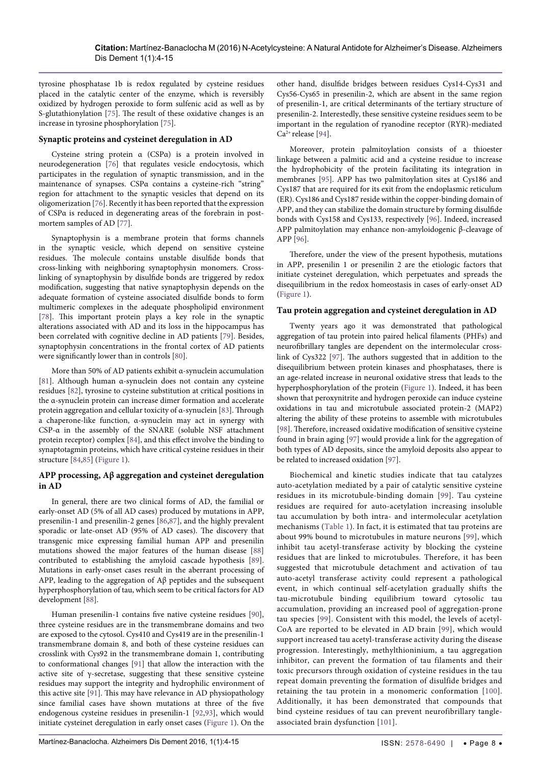tyrosine phosphatase 1b is redox regulated by cysteine residues placed in the catalytic center of the enzyme, which is reversibly oxidized by hydrogen peroxide to form sulfenic acid as well as by S-glutathionylation [75]. The result of these oxidative changes is an increase in tyrosine phosphorylation [75].

### Synaptic proteins and cysteinet deregulation in AD

Cysteine string protein α (CSPα) is a protein involved in neurodegeneration [76] that regulates vesicle endocytosis, which participates in the regulation of synaptic transmission, and in the maintenance of synapses. CSPα contains a cysteine-rich "string" region for attachment to the synaptic vesicles that depend on its oligomerization [76]. Recently it has been reported that the expression of CSPα is reduced in degenerating areas of the forebrain in post-mortem samples of AD [77].

Synaptophysin is a membrane protein that forms channels in the synaptic vesicle, which depend on sensitive cysteine residues. The molecule contains unstable disulfide bonds that cross-linking with neighboring synaptophysin monomers. Cross-linking of synaptophysin by disulfide bonds are triggered by redox modification, suggesting that native synaptophysin depends on the adequate formation of cysteine associated disulfide bonds to form multimeric complexes in the adequate phospholipid environment [78]. This important protein plays a key role in the synaptic alterations associated with AD and its loss in the hippocampus has been correlated with cognitive decline in AD patients [79]. Besides, synaptophysin concentrations in the frontal cortex of AD patients were significantly lower than in controls [80].

More than 50% of AD patients exhibit α-synuclein accumulation [81]. Although human α-synuclein does not contain any cysteine residues [82], tyrosine to cysteine substitution at critical positions in the α-synuclein protein can increase dimer formation and accelerate protein aggregation and cellular toxicity of α-synuclein [83]. Through a chaperone-like function, α-synuclein may act in synergy with CSP-α in the assembly of the SNARE (soluble NSF attachment protein receptor) complex [84], and this effect involve the binding to synaptotagmin proteins, which have critical cysteine residues in their structure [84,85] (Figure 1).

### APP processing, Aβ aggregation and cysteinet deregulation in AD

In general, there are two clinical forms of AD, the familial or early-onset AD (5% of all AD cases) produced by mutations in APP, presenilin-1 and presenilin-2 genes [86,87], and the highly prevalent sporadic or late-onset AD (95% of AD cases). The discovery that transgenic mice expressing familial human APP and presenilin mutations showed the major features of the human disease [88] contributed to establishing the amyloid cascade hypothesis [89]. Mutations in early-onset cases result in the aberrant processing of APP, leading to the aggregation of Aβ peptides and the subsequent hyperphosphorylation of tau, which seem to be critical factors for AD development [88].

Human presenilin-1 contains five native cysteine residues [90], three cysteine residues are in the transmembrane domains and two are exposed to the cytosol. Cys410 and Cys419 are in the presenilin-1 transmembrane domain 8, and both of these cysteine residues can crosslink with Cys92 in the transmembrane domain 1, contributing to conformational changes [91] that allow the interaction with the active site of γ-secretase, suggesting that these sensitive cysteine residues may support the integrity and hydrophilic environment of this active site [91]. This may have relevance in AD physiopathology since familial cases have shown mutations at three of the five endogenous cysteine residues in presenilin-1 [92,93], which would initiate cysteinet deregulation in early onset cases (Figure 1). On the other hand, disulfide bridges between residues Cys14-Cys31 and Cys56-Cys65 in presenilin-2, which are absent in the same region of presenilin-1, are critical determinants of the tertiary structure of presenilin-2. Interestedly, these sensitive cysteine residues seem to be important in the regulation of ryanodine receptor (RYR)-mediated $Ca^{2+}$ release [94].

Moreover, protein palmitoylation consists of a thioester linkage between a palmitic acid and a cysteine residue to increase the hydrophobicity of the protein facilitating its integration in membranes [95]. APP has two palmitoylation sites at Cys186 and Cys187 that are required for its exit from the endoplasmic reticulum (ER). Cys186 and Cys187 reside within the copper-binding domain of APP, and they can stabilize the domain structure by forming disulfide bonds with Cys158 and Cys133, respectively [96]. Indeed, increased APP palmitoylation may enhance non-amyloidogenic β-cleavage of APP [96].

Therefore, under the view of the present hypothesis, mutations in APP, presenilin 1 or presenilin 2 are the etiologic factors that initiate cysteinet deregulation, which perpetuates and spreads the disequilibrium in the redox homeostasis in cases of early-onset AD (Figure 1).

### Tau protein aggregation and cysteinet deregulation in AD

Twenty years ago it was demonstrated that pathological aggregation of tau protein into paired helical filaments (PHFs) and neurofibrillary tangles are dependent on the intermolecular cross-link of Cys322 [97]. The authors suggested that in addition to the disequilibrium between protein kinases and phosphatases, there is an age-related increase in neuronal oxidative stress that leads to the hyperphosphorylation of the protein (Figure 1). Indeed, it has been shown that peroxynitrite and hydrogen peroxide can induce cysteine oxidations in tau and microtubule associated protein-2 (MAP2) altering the ability of these proteins to assemble with microtubules [98]. Therefore, increased oxidative modification of sensitive cysteine found in brain aging [97] would provide a link for the aggregation of both types of AD deposits, since the amyloid deposits also appear to be related to increased oxidation [97].

Biochemical and kinetic studies indicate that tau catalyzes auto-acetylation mediated by a pair of catalytic sensitive cysteine residues in its microtubule-binding domain [99]. Tau cysteine residues are required for auto-acetylation increasing insoluble tau accumulation by both intra- and intermolecular acetylation mechanisms (Table 1). In fact, it is estimated that tau proteins are about 99% bound to microtubules in mature neurons [99], which inhibit tau acetyl-transferase activity by blocking the cysteine residues that are linked to microtubules. Therefore, it has been suggested that microtubule detachment and activation of tau auto-acetyl transferase activity could represent a pathological event, in which continual self-acetylation gradually shifts the tau-microtubule binding equilibrium toward cytosolic tau accumulation, providing an increased pool of aggregation-prone tau species [99]. Consistent with this model, the levels of acetyl-CoA are reported to be elevated in AD brain [99], which would support increased tau acetyl-transferase activity during the disease progression. Interestingly, methylthioninium, a tau aggregation inhibitor, can prevent the formation of tau filaments and their toxic precursors through oxidation of cysteine residues in the tau repeat domain preventing the formation of disulfide bridges and retaining the tau protein in a monomeric conformation [100]. Additionally, it has been demonstrated that compounds that bind cysteine residues of tau can prevent neurofibrillary tangle-associated brain dysfunction [101].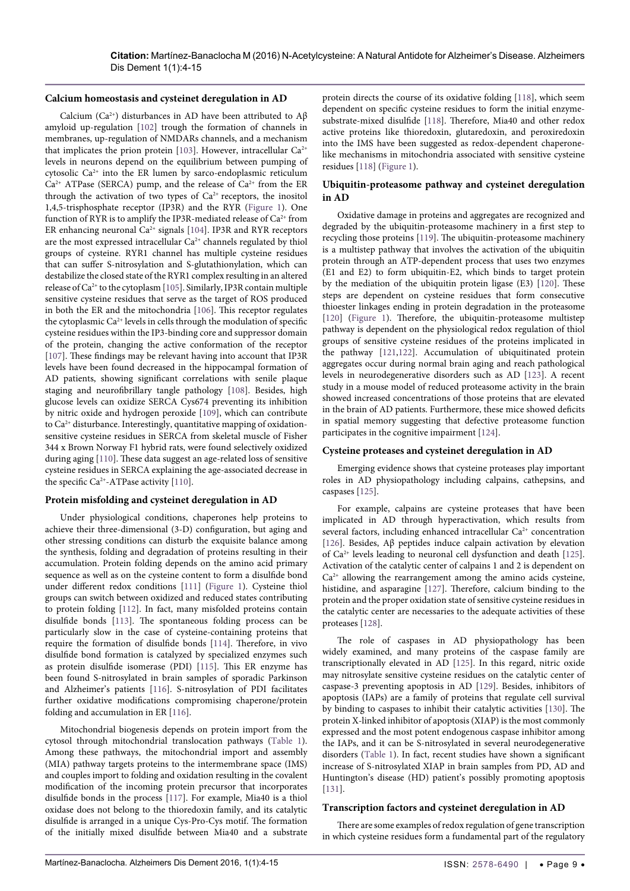### Calcium homeostasis and cysteinet deregulation in AD

Calcium ($Ca^{2+}$) disturbances in AD have been attributed to Aβ amyloid up-regulation [102] trough the formation of channels in membranes, up-regulation of NMDARs channels, and a mechanism that implicates the prion protein [103]. However, intracellular $Ca^{2+}$ levels in neurons depend on the equilibrium between pumping of cytosolic $Ca^{2+}$ into the ER lumen by sarco-endoplasmic reticulum $Ca^{2+}$ ATPase (SERCA) pump, and the release of $Ca^{2+}$ from the ER through the activation of two types of $Ca^{2+}$ receptors, the inositol 1,4,5-trisphosphate receptor (IP3R) and the RYR (Figure 1). One function of RYR is to amplify the IP3R-mediated release of $Ca^{2+}$ from ER enhancing neuronal $Ca^{2+}$ signals [104]. IP3R and RYR receptors are the most expressed intracellular $Ca^{2+}$ channels regulated by thiol groups of cysteine. RYR1 channel has multiple cysteine residues that can suffer S-nitrosylation and S-glutathionylation, which can destabilize the closed state of the RYR1 complex resulting in an altered release of $Ca^{2+}$ to the cytoplasm [105]. Similarly, IP3R contain multiple sensitive cysteine residues that serve as the target of ROS produced in both the ER and the mitochondria [106]. This receptor regulates the cytoplasmic $Ca^{2+}$ levels in cells through the modulation of specific cysteine residues within the IP3-binding core and suppressor domain of the protein, changing the active conformation of the receptor [107]. These findings may be relevant having into account that IP3R levels have been found decreased in the hippocampal formation of AD patients, showing significant correlations with senile plaque staging and neurofibrillary tangle pathology [108]. Besides, high glucose levels can oxidize SERCA Cys674 preventing its inhibition by nitric oxide and hydrogen peroxide [109], which can contribute to $Ca^{2+}$ disturbance. Interestingly, quantitative mapping of oxidation-sensitive cysteine residues in SERCA from skeletal muscle of Fisher 344 x Brown Norway F1 hybrid rats, were found selectively oxidized during aging [110]. These data suggest an age-related loss of sensitive cysteine residues in SERCA explaining the age-associated decrease in the specific $Ca^{2+}$-ATPase activity [110].

### Protein misfolding and cysteinet deregulation in AD

Under physiological conditions, chaperones help proteins to achieve their three-dimensional (3-D) configuration, but aging and other stressing conditions can disturb the exquisite balance among the synthesis, folding and degradation of proteins resulting in their accumulation. Protein folding depends on the amino acid primary sequence as well as on the cysteine content to form a disulfide bond under different redox conditions [111] (Figure 1). Cysteine thiol groups can switch between oxidized and reduced states contributing to protein folding [112]. In fact, many misfolded proteins contain disulfide bonds [113]. The spontaneous folding process can be particularly slow in the case of cysteine-containing proteins that require the formation of disulfide bonds [114]. Therefore, in vivo disulfide bond formation is catalyzed by specialized enzymes such as protein disulfide isomerase (PDI) [115]. This ER enzyme has been found S-nitrosylated in brain samples of sporadic Parkinson and Alzheimer's patients [116]. S-nitrosylation of PDI facilitates further oxidative modifications compromising chaperone/protein folding and accumulation in ER [116].

Mitochondrial biogenesis depends on protein import from the cytosol through mitochondrial translocation pathways (Table 1). Among these pathways, the mitochondrial import and assembly (MIA) pathway targets proteins to the intermembrane space (IMS) and couples import to folding and oxidation resulting in the covalent modification of the incoming protein precursor that incorporates disulfide bonds in the process [117]. For example, Mia40 is a thiol oxidase does not belong to the thioredoxin family, and its catalytic disulfide is arranged in a unique Cys-Pro-Cys motif. The formation of the initially mixed disulfide between Mia40 and a substrate protein directs the course of its oxidative folding [118], which seem dependent on specific cysteine residues to form the initial enzyme-substrate-mixed disulfide [118]. Therefore, Mia40 and other redox active proteins like thioredoxin, glutaredoxin, and peroxiredoxin into the IMS have been suggested as redox-dependent chaperone-like mechanisms in mitochondria associated with sensitive cysteine residues [118] (Figure 1).

### Ubiquitin-proteasome pathway and cysteinet deregulation in AD

Oxidative damage in proteins and aggregates are recognized and degraded by the ubiquitin-proteasome machinery in a first step to recycling those proteins [119]. The ubiquitin-proteasome machinery is a multistep pathway that involves the activation of the ubiquitin protein through an ATP-dependent process that uses two enzymes (E1 and E2) to form ubiquitin-E2, which binds to target protein by the mediation of the ubiquitin protein ligase (E3) [120]. These steps are dependent on cysteine residues that form consecutive thioester linkages ending in protein degradation in the proteasome [120] (Figure 1). Therefore, the ubiquitin-proteasome multistep pathway is dependent on the physiological redox regulation of thiol groups of sensitive cysteine residues of the proteins implicated in the pathway [121,122]. Accumulation of ubiquitinated protein aggregates occur during normal brain aging and reach pathological levels in neurodegenerative disorders such as AD [123]. A recent study in a mouse model of reduced proteasome activity in the brain showed increased concentrations of those proteins that are elevated in the brain of AD patients. Furthermore, these mice showed deficits in spatial memory suggesting that defective proteasome function participates in the cognitive impairment [124].

### Cysteine proteases and cysteinet deregulation in AD

Emerging evidence shows that cysteine proteases play important roles in AD physiopathology including calpains, cathepsins, and caspases [125].

For example, calpains are cysteine proteases that have been implicated in AD through hyperactivation, which results from several factors, including enhanced intracellular $Ca^{2+}$ concentration [126]. Besides, Aβ peptides induce calpain activation by elevation of $Ca^{2+}$ levels leading to neuronal cell dysfunction and death [125]. Activation of the catalytic center of calpains 1 and 2 is dependent on $Ca^{2+}$ allowing the rearrangement among the amino acids cysteine, histidine, and asparagine [127]. Therefore, calcium binding to the protein and the proper oxidation state of sensitive cysteine residues in the catalytic center are necessaries to the adequate activities of these proteases [128].

The role of caspases in AD physiopathology has been widely examined, and many proteins of the caspase family are transcriptionally elevated in AD [125]. In this regard, nitric oxide may nitrosylate sensitive cysteine residues on the catalytic center of caspase-3 preventing apoptosis in AD [129]. Besides, inhibitors of apoptosis (IAPs) are a family of proteins that regulate cell survival by binding to caspases to inhibit their catalytic activities [130]. The protein X-linked inhibitor of apoptosis (XIAP) is the most commonly expressed and the most potent endogenous caspase inhibitor among the IAPs, and it can be S-nitrosylated in several neurodegenerative disorders (Table 1). In fact, recent studies have shown a significant increase of S-nitrosylated XIAP in brain samples from PD, AD and Huntington's disease (HD) patient's possibly promoting apoptosis [131].

### Transcription factors and cysteinet deregulation in AD

There are some examples of redox regulation of gene transcription in which cysteine residues form a fundamental part of the regulatory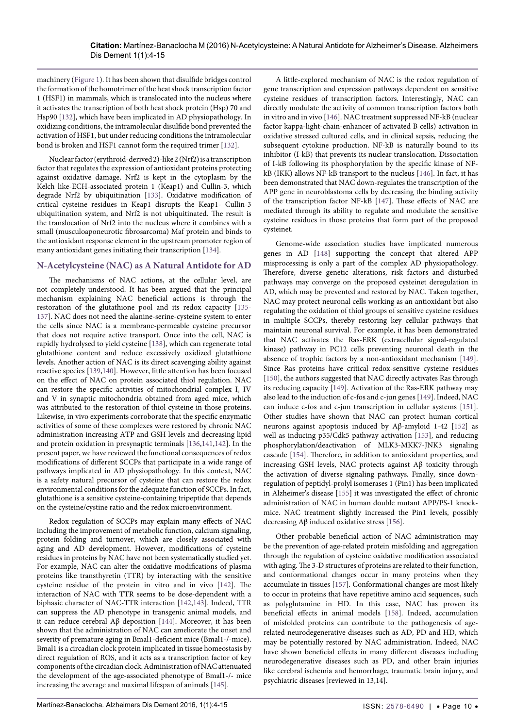machinery (Figure 1). It has been shown that disulfide bridges control the formation of the homotrimer of the heat shock transcription factor 1 (HSF1) in mammals, which is translocated into the nucleus where it activates the transcription of both heat shock protein (Hsp) 70 and Hsp90 [132], which have been implicated in AD physiopathology. In oxidizing conditions, the intramolecular disulfide bond prevented the activation of HSF1, but under reducing conditions the intramolecular bond is broken and HSF1 cannot form the required trimer [132].

Nuclear factor (erythroid-derived 2)-like 2 (Nrf2) is a transcription factor that regulates the expression of antioxidant proteins protecting against oxidative damage. Nrf2 is kept in the cytoplasm by the Kelch like-ECH-associated protein 1 (Keap1) and Cullin-3, which degrade Nrf2 by ubiquitination [133]. Oxidative modification of critical cysteine residues in Keap1 disrupts the Keap1- Cullin-3 ubiquitination system, and Nrf2 is not ubiquitinated. The result is the translocation of Nrf2 into the nucleus where it combines with a small (musculoaponeurotic fibrosarcoma) Maf protein and binds to the antioxidant response element in the upstream promoter region of many antioxidant genes initiating their transcription [134].

## N-Acetylcysteine (NAC) as A Natural Antidote for AD

The mechanisms of NAC actions, at the cellular level, are not completely understood. It has been argued that the principal mechanism explaining NAC beneficial actions is through the restoration of the glutathione pool and its redox capacity [135-137]. NAC does not need the alanine-serine-cysteine system to enter the cells since NAC is a membrane-permeable cysteine precursor that does not require active transport. Once into the cell, NAC is rapidly hydrolysed to yield cysteine [138], which can regenerate total glutathione content and reduce excessively oxidized glutathione levels. Another action of NAC is its direct scavenging ability against reactive species [139,140]. However, little attention has been focused on the effect of NAC on protein associated thiol regulation. NAC can restore the specific activities of mitochondrial complex I, IV and V in synaptic mitochondria obtained from aged mice, which was attributed to the restoration of thiol cysteine in those proteins. Likewise, in vivo experiments corroborate that the specific enzymatic activities of some of these complexes were restored by chronic NAC administration increasing ATP and GSH levels and decreasing lipid and protein oxidation in presynaptic terminals [136,141,142]. In the present paper, we have reviewed the functional consequences of redox modifications of different SCCPs that participate in a wide range of pathways implicated in AD physiopathology. In this context, NAC is a safety natural precursor of cysteine that can restore the redox environmental conditions for the adequate function of SCCPs. In fact, glutathione is a sensitive cysteine-containing tripeptide that depends on the cysteine/cystine ratio and the redox microenvironment.

Redox regulation of SCCPs may explain many effects of NAC including the improvement of metabolic function, calcium signaling, protein folding and turnover, which are closely associated with aging and AD development. However, modifications of cysteine residues in proteins by NAC have not been systematically studied yet. For example, NAC can alter the oxidative modifications of plasma proteins like transthyretin (TTR) by interacting with the sensitive cysteine residue of the protein in vitro and in vivo [142]. The interaction of NAC with TTR seems to be dose-dependent with a biphasic character of NAC-TTR interaction [142,143]. Indeed, TTR can suppress the AD phenotype in transgenic animal models, and it can reduce cerebral Aβ deposition [144]. Moreover, it has been shown that the administration of NAC can ameliorate the onset and severity of premature aging in Bmal1-deficient mice (Bmal1-/-mice). Bmal1 is a circadian clock protein implicated in tissue homeostasis by direct regulation of ROS, and it acts as a transcription factor of key components of the circadian clock. Administration of NAC attenuated the development of the age-associated phenotype of Bmal1-/- mice increasing the average and maximal lifespan of animals [145].

A little-explored mechanism of NAC is the redox regulation of gene transcription and expression pathways dependent on sensitive cysteine residues of transcription factors. Interestingly, NAC can directly modulate the activity of common transcription factors both in vitro and in vivo [146]. NAC treatment suppressed NF-kB (nuclear factor kappa-light-chain-enhancer of activated B cells) activation in oxidative stressed cultured cells, and in clinical sepsis, reducing the subsequent cytokine production. NF-kB is naturally bound to its inhibitor (I-kB) that prevents its nuclear translocation. Dissociation of I-kB following its phosphorylation by the specific kinase of NF-kB (IKK) allows NF-kB transport to the nucleus [146]. In fact, it has been demonstrated that NAC down-regulates the transcription of the APP gene in neuroblastoma cells by decreasing the binding activity of the transcription factor NF-kB [147]. These effects of NAC are mediated through its ability to regulate and modulate the sensitive cysteine residues in those proteins that form part of the proposed cysteinet.

Genome-wide association studies have implicated numerous genes in AD [148] supporting the concept that altered APP misprocessing is only a part of the complex AD physiopathology. Therefore, diverse genetic alterations, risk factors and disturbed pathways may converge on the proposed cysteinet deregulation in AD, which may be prevented and restored by NAC. Taken together, NAC may protect neuronal cells working as an antioxidant but also regulating the oxidation of thiol groups of sensitive cysteine residues in multiple SCCPs, thereby restoring key cellular pathways that maintain neuronal survival. For example, it has been demonstrated that NAC activates the Ras-ERK (extracellular signal-regulated kinase) pathway in PC12 cells preventing neuronal death in the absence of trophic factors by a non-antioxidant mechanism [149]. Since Ras proteins have critical redox-sensitive cysteine residues [150], the authors suggested that NAC directly activates Ras through its reducing capacity [149]. Activation of the Ras-ERK pathway may also lead to the induction of c-fos and c-jun genes [149]. Indeed, NAC can induce c-fos and c-jun transcription in cellular systems [151]. Other studies have shown that NAC can protect human cortical neurons against apoptosis induced by Aβ-amyloid 1-42 [152] as well as inducing p35/Cdk5 pathway activation [153], and reducing phosphorylation/deactivation of MLK3-MKK7-JNK3 signaling cascade [154]. Therefore, in addition to antioxidant properties, and increasing GSH levels, NAC protects against Aβ toxicity through the activation of diverse signaling pathways. Finally, since down-regulation of peptidyl-prolyl isomerases 1 (Pin1) has been implicated in Alzheimer's disease [155] it was investigated the effect of chronic administration of NAC in human double mutant APP/PS-1 knock-mice. NAC treatment slightly increased the Pin1 levels, possibly decreasing Aβ induced oxidative stress [156].

Other probable beneficial action of NAC administration may be the prevention of age-related protein misfolding and aggregation through the regulation of cysteine oxidative modification associated with aging. The 3-D structures of proteins are related to their function, and conformational changes occur in many proteins when they accumulate in tissues [157]. Conformational changes are most likely to occur in proteins that have repetitive amino acid sequences, such as polyglutamine in HD. In this case, NAC has proven its beneficial effects in animal models [158]. Indeed, accumulation of misfolded proteins can contribute to the pathogenesis of age-related neurodegenerative diseases such as AD, PD and HD, which may be potentially restored by NAC administration. Indeed, NAC have shown beneficial effects in many different diseases including neurodegenerative diseases such as PD, and other brain injuries like cerebral ischemia and hemorrhage, traumatic brain injury, and psychiatric diseases [reviewed in 13,14].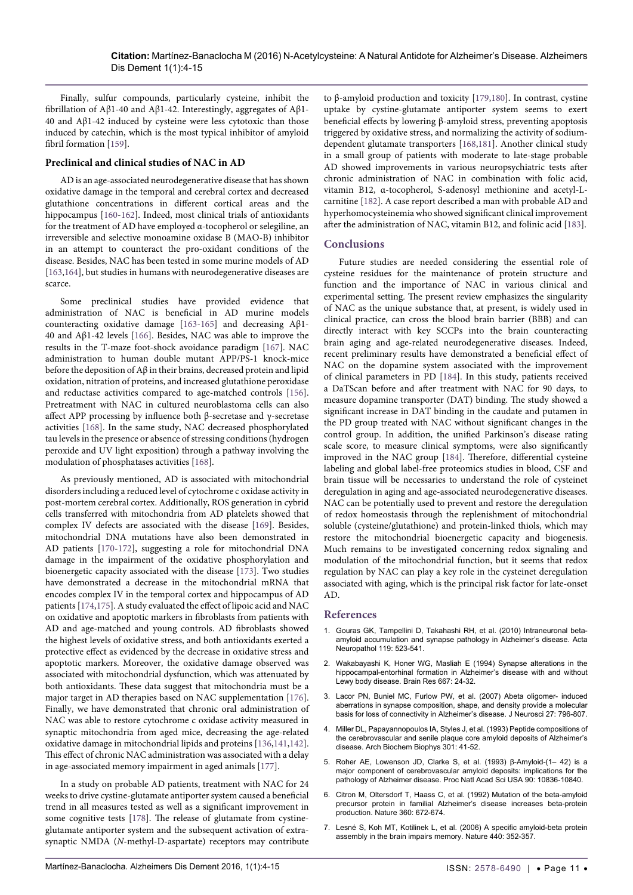Finally, sulfur compounds, particularly cysteine, inhibit the fibrillation of Aβ1-40 and Aβ1-42. Interestingly, aggregates of Aβ1-40 and Aβ1-42 induced by cysteine were less cytotoxic than those induced by catechin, which is the most typical inhibitor of amyloid fibril formation [159].

### Preclinical and clinical studies of NAC in AD

AD is an age-associated neurodegenerative disease that has shown oxidative damage in the temporal and cerebral cortex and decreased glutathione concentrations in different cortical areas and the hippocampus [160-162]. Indeed, most clinical trials of antioxidants for the treatment of AD have employed α-tocopherol or selegiline, an irreversible and selective monoamine oxidase B (MAO-B) inhibitor in an attempt to counteract the pro-oxidant conditions of the disease. Besides, NAC has been tested in some murine models of AD [163,164], but studies in humans with neurodegenerative diseases are scarce.

Some preclinical studies have provided evidence that administration of NAC is beneficial in AD murine models counteracting oxidative damage [163-165] and decreasing Aβ1-40 and Aβ1-42 levels [166]. Besides, NAC was able to improve the results in the T-maze foot-shock avoidance paradigm [167]. NAC administration to human double mutant APP/PS-1 knock-mice before the deposition of Aβ in their brains, decreased protein and lipid oxidation, nitration of proteins, and increased glutathione peroxidase and reductase activities compared to age-matched controls [156]. Pretreatment with NAC in cultured neuroblastoma cells can also affect APP processing by influence both β-secretase and γ-secretase activities [168]. In the same study, NAC decreased phosphorylated tau levels in the presence or absence of stressing conditions (hydrogen peroxide and UV light exposition) through a pathway involving the modulation of phosphatases activities [168].

As previously mentioned, AD is associated with mitochondrial disorders including a reduced level of cytochrome c oxidase activity in post-mortem cerebral cortex. Additionally, ROS generation in cybrid cells transferred with mitochondria from AD platelets showed that complex IV defects are associated with the disease [169]. Besides, mitochondrial DNA mutations have also been demonstrated in AD patients [170-172], suggesting a role for mitochondrial DNA damage in the impairment of the oxidative phosphorylation and bioenergetic capacity associated with the disease [173]. Two studies have demonstrated a decrease in the mitochondrial mRNA that encodes complex IV in the temporal cortex and hippocampus of AD patients [174,175]. A study evaluated the effect of lipoic acid and NAC on oxidative and apoptotic markers in fibroblasts from patients with AD and age-matched and young controls. AD fibroblasts showed the highest levels of oxidative stress, and both antioxidants exerted a protective effect as evidenced by the decrease in oxidative stress and apoptotic markers. Moreover, the oxidative damage observed was associated with mitochondrial dysfunction, which was attenuated by both antioxidants. These data suggest that mitochondria must be a major target in AD therapies based on NAC supplementation [176]. Finally, we have demonstrated that chronic oral administration of NAC was able to restore cytochrome c oxidase activity measured in synaptic mitochondria from aged mice, decreasing the age-related oxidative damage in mitochondrial lipids and proteins [136,141,142]. This effect of chronic NAC administration was associated with a delay in age-associated memory impairment in aged animals [177].

In a study on probable AD patients, treatment with NAC for 24 weeks to drive cystine-glutamate antiporter system caused a beneficial trend in all measures tested as well as a significant improvement in some cognitive tests [178]. The release of glutamate from cystine-glutamate antiporter system and the subsequent activation of extra-synaptic NMDA (*N*-methyl-D-aspartate) receptors may contribute to β-amyloid production and toxicity [179,180]. In contrast, cystine uptake by cystine-glutamate antiporter system seems to exert beneficial effects by lowering β-amyloid stress, preventing apoptosis triggered by oxidative stress, and normalizing the activity of sodium-dependent glutamate transporters [168,181]. Another clinical study in a small group of patients with moderate to late-stage probable AD showed improvements in various neuropsychiatric tests after chronic administration of NAC in combination with folic acid, vitamin B12, α-tocopherol, S-adenosyl methionine and acetyl-L-carnitine [182]. A case report described a man with probable AD and hyperhomocysteinemia who showed significant clinical improvement after the administration of NAC, vitamin B12, and folinic acid [183].

## Conclusions

Future studies are needed considering the essential role of cysteine residues for the maintenance of protein structure and function and the importance of NAC in various clinical and experimental setting. The present review emphasizes the singularity of NAC as the unique substance that, at present, is widely used in clinical practice, can cross the blood brain barrier (BBB) and can directly interact with key SCCPs into the brain counteracting brain aging and age-related neurodegenerative diseases. Indeed, recent preliminary results have demonstrated a beneficial effect of NAC on the dopamine system associated with the improvement of clinical parameters in PD [184]. In this study, patients received a DaTScan before and after treatment with NAC for 90 days, to measure dopamine transporter (DAT) binding. The study showed a significant increase in DAT binding in the caudate and putamen in the PD group treated with NAC without significant changes in the control group. In addition, the unified Parkinson's disease rating scale score, to measure clinical symptoms, were also significantly improved in the NAC group [184]. Therefore, differential cysteine labeling and global label-free proteomics studies in blood, CSF and brain tissue will be necessaries to understand the role of cysteinet deregulation in aging and age-associated neurodegenerative diseases. NAC can be potentially used to prevent and restore the deregulation of redox homeostasis through the replenishment of mitochondrial soluble (cysteine/glutathione) and protein-linked thiols, which may restore the mitochondrial bioenergetic capacity and biogenesis. Much remains to be investigated concerning redox signaling and modulation of the mitochondrial function, but it seems that redox regulation by NAC can play a key role in the cysteinet deregulation associated with aging, which is the principal risk factor for late-onset AD.

## References

1. Gouras GK, Tampellini D, Takahashi RH, et al. (2010) Intraneuronal beta-amyloid accumulation and synapse pathology in Alzheimer's disease. Acta Neuropathol 119: 523-541.
2. Wakabayashi K, Honer WG, Masliah E (1994) Synapse alterations in the hippocampal-entorhinal formation in Alzheimer's disease with and without Lewy body disease. Brain Res 667: 24-32.
3. Lacor PN, Buniel MC, Furlow PW, et al. (2007) Abeta oligomer- induced aberrations in synapse composition, shape, and density provide a molecular basis for loss of connectivity in Alzheimer's disease. J Neurosci 27: 796-807.
4. Miller DL, Papayannopoulos IA, Styles J, et al. (1993) Peptide compositions of the cerebrovascular and senile plaque core amyloid deposits of Alzheimer's disease. Arch Biochem Biophys 301: 41-52.
5. Roher AE, Lowenson JD, Clarke S, et al. (1993) β-Amyloid-(1– 42) is a major component of cerebrovascular amyloid deposits: implications for the pathology of Alzheimer disease. Proc Natl Acad Sci USA 90: 10836-10840.
6. Citron M, Oltersdorf T, Haass C, et al. (1992) Mutation of the beta-amyloid precursor protein in familial Alzheimer's disease increases beta-protein production. Nature 360: 672-674.
7. Lesné S, Koh MT, Kotilinek L, et al. (2006) A specific amyloid-beta protein assembly in the brain impairs memory. Nature 440: 352-357.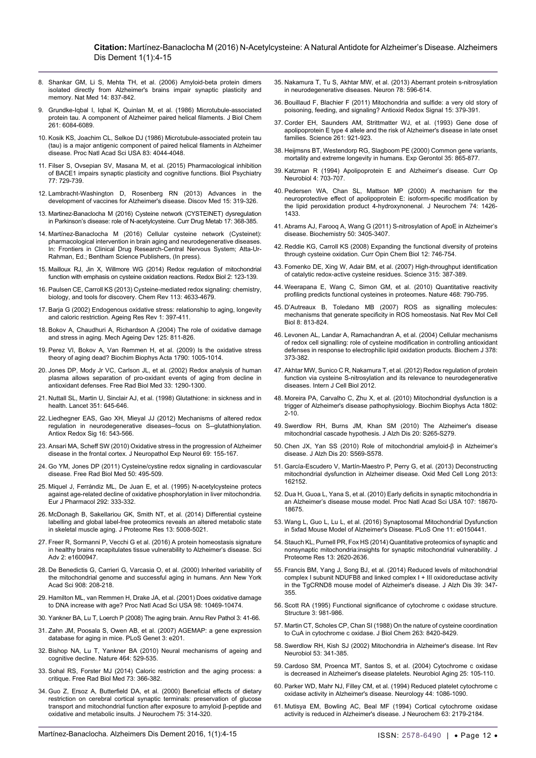8. Shankar GM, Li S, Mehta TH, et al. (2006) Amyloid-beta protein dimers isolated directly from Alzheimer's brains impair synaptic plasticity and memory. Nat Med 14: 837-842.

9. Grundke-Iqbal I, Iqbal K, Quinlan M, et al. (1986) Microtubule-associated protein tau. A component of Alzheimer paired helical filaments. J Biol Chem 261: 6084-6089.

10. Kosik KS, Joachim CL, Selkoe DJ (1986) Microtubule-associated protein tau (tau) is a major antigenic component of paired helical filaments in Alzheimer disease. Proc Natl Acad Sci USA 83: 4044-4048.

11. Filser S, Ovsepian SV, Masana M, et al. (2015) Pharmacological inhibition of BACE1 impairs synaptic plasticity and cognitive functions. Biol Psychiatry 77: 729-739.

12. Lambracht-Washington D, Rosenberg RN (2013) Advances in the development of vaccines for Alzheimer's disease. Discov Med 15: 319-326.

13. Martinez-Banaclocha M (2016) Cysteine network (CYSTEINET) dysregulation in Parkinson's disease: role of N-acetylcysteine. Curr Drug Metab 17: 368-385.

14. Martínez-Banaclocha M (2016) Cellular cysteine network (Cysteinet): pharmacological intervention in brain aging and neurodegenerative diseases. In: Frontiers in Clinical Drug Research-Central Nervous System; Atta-Ur-Rahman, Ed.; Bentham Science Publishers, (In press).

15. Mailloux RJ, Jin X, Willmore WG (2014) Redox regulation of mitochondrial function with emphasis on cysteine oxidation reactions. Redox Biol 2: 123-139.

16. Paulsen CE, Carroll KS (2013) Cysteine-mediated redox signaling: chemistry, biology, and tools for discovery. Chem Rev 113: 4633-4679.

17. Barja G (2002) Endogenous oxidative stress: relationship to aging, longevity and caloric restriction. Ageing Res Rev 1: 397-411.

18. Bokov A, Chaudhuri A, Richardson A (2004) The role of oxidative damage and stress in aging. Mech Ageing Dev 125: 811-826.

19. Perez VI, Bokov A, Van Remmen H, et al. (2009) Is the oxidative stress theory of aging dead? Biochim Biophys Acta 1790: 1005-1014.

20. Jones DP, Mody Jr VC, Carlson JL, et al. (2002) Redox analysis of human plasma allows separation of pro-oxidant events of aging from decline in antioxidant defenses. Free Rad Biol Med 33: 1290-1300.

21. Nuttall SL, Martin U, Sinclair AJ, et al. (1998) Glutathione: in sickness and in health. Lancet 351: 645-646.

22. Liedhegner EAS, Gao XH, Mieyal JJ (2012) Mechanisms of altered redox regulation in neurodegenerative diseases--focus on S--glutathionylation. Antiox Redox Sig 16: 543-566.

23. Ansari MA, Scheff SW (2010) Oxidative stress in the progression of Alzheimer disease in the frontal cortex. J Neuropathol Exp Neurol 69: 155-167.

24. Go YM, Jones DP (2011) Cysteine/cystine redox signaling in cardiovascular disease. Free Rad Biol Med 50: 495-509.

25. Miquel J, Ferrándiz ML, De Juan E, et al. (1995) N-acetylcysteine protecs against age-related decline of oxidative phosphorylation in liver mitochondria. Eur J Pharmacol 292: 333-332.

26. McDonagh B, Sakellariou GK, Smith NT, et al. (2014) Differential cysteine labelling and global label-free proteomics reveals an altered metabolic state in skeletal muscle aging. J Proteome Res 13: 5008-5021.

27. Freer R, Sormanni P, Vecchi G et al. (2016) A protein homeostasis signature in healthy brains recapitulates tissue vulnerability to Alzheimer's disease. Sci Adv 2: e1600947.

28. De Benedictis G, Carrieri G, Varcasia O, et al. (2000) Inherited variability of the mitochondrial genome and successful aging in humans. Ann New York Acad Sci 908: 208-218.

29. Hamilton ML, van Remmen H, Drake JA, et al. (2001) Does oxidative damage to DNA increase with age? Proc Natl Acad Sci USA 98: 10469-10474.

30. Yankner BA, Lu T, Loerch P (2008) The aging brain. Annu Rev Pathol 3: 41-66.

31. Zahn JM, Poosala S, Owen AB, et al. (2007) AGEMAP: a gene expression database for aging in mice. PLoS Genet 3: e201.

32. Bishop NA, Lu T, Yankner BA (2010) Neural mechanisms of ageing and cognitive decline. Nature 464: 529-535.

33. Sohal RS, Forster MJ (2014) Caloric restriction and the aging process: a critique. Free Rad Biol Med 73: 366-382.

34. Guo Z, Ersoz A, Butterfield DA, et al. (2000) Beneficial effects of dietary restriction on cerebral cortical synaptic terminals: preservation of glucose transport and mitochondrial function after exposure to amyloid β-peptide and oxidative and metabolic insults. J Neurochem 75: 314-320.

35. Nakamura T, Tu S, Akhtar MW, et al. (2013) Aberrant protein s-nitrosylation in neurodegenerative diseases. Neuron 78: 596-614.

36. Bouillaud F, Blachier F (2011) Mitochondria and sulfide: a very old story of poisoning, feeding, and signaling? Antioxid Redox Signal 15: 379-391.

37. Corder EH, Saunders AM, Strittmatter WJ, et al. (1993) Gene dose of apolipoprotein E type 4 allele and the risk of Alzheimer's disease in late onset families. Science 261: 921-923.

38. Heijmsns BT, Westendorp RG, Slagboom PE (2000) Common gene variants, mortality and extreme longevity in humans. Exp Gerontol 35: 865-877.

39. Katzman R (1994) Apolipoprotein E and Alzheimer's disease. Curr Op Neurobiol 4: 703-707.

40. Pedersen WA, Chan SL, Mattson MP (2000) A mechanism for the neuroprotective effect of apolipoprotein E: isoform-specific modification by the lipid peroxidation product 4-hydroxynonenal. J Neurochem 74: 1426-1433.

41. Abrams AJ, Farooq A, Wang G (2011) S-nitrosylation of ApoE in Alzheimer's disease. Biochemistry 50: 3405-3407.

42. Reddie KG, Carroll KS (2008) Expanding the functional diversity of proteins through cysteine oxidation. Curr Opin Chem Biol 12: 746-754.

43. Fomenko DE, Xing W, Adair BM, et al. (2007) High-throughput identification of catalytic redox-active cysteine residues. Science 315: 387-389.

44. Weerapana E, Wang C, Simon GM, et al. (2010) Quantitative reactivity profiling predicts functional cysteines in proteomes. Nature 468: 790-795.

45. D'Autreaux B, Toledano MB (2007) ROS as signalling molecules: mechanisms that generate specificity in ROS homeostasis. Nat Rev Mol Cell Biol 8: 813-824.

46. Levonen AL, Landar A, Ramachandran A, et al. (2004) Cellular mechanisms of redox cell signalling: role of cysteine modification in controlling antioxidant defenses in response to electrophilic lipid oxidation products. Biochem J 378: 373-382.

47. Akhtar MW, Sunico C R, Nakamura T, et al. (2012) Redox regulation of protein function via cysteine S-nitrosylation and its relevance to neurodegenerative diseases. Intern J Cell Biol 2012.

48. Moreira PA, Carvalho C, Zhu X, et al. (2010) Mitochondrial dysfunction is a trigger of Alzheimer's disease pathophysiology. Biochim Biophys Acta 1802: 2-10.

49. Swerdlow RH, Burns JM, Khan SM (2010) The Alzheimer's disease mitochondrial cascade hypothesis. J Alzh Dis 20: S265-S279.

50. Chen JX, Yan SS (2010) Role of mitochondrial amyloid-β in Alzheimer's disease. J Alzh Dis 20: S569-S578.

51. García-Escudero V, Martín-Maestro P, Perry G, et al. (2013) Deconstructing mitochondrial dysfunction in Alzheimer disease. Oxid Med Cell Long 2013: 162152.

52. Dua H, Guoa L, Yana S, et al. (2010) Early deficits in synaptic mitochondria in an Alzheimer's disease mouse model. Proc Natl Acad Sci USA 107: 18670-18675.

53. Wang L, Guo L, Lu L, et al. (2016) Synaptosomal Mitochondrial Dysfunction in 5xfad Mouse Model of Alzheimer's Disease. PLoS One 11: e0150441.

54. Stauch KL, Purnell PR, Fox HS (2014) Quantitative proteomics of synaptic and nonsynaptic mitochondria:insights for synaptic mitochondrial vulnerability. J Proteome Res 13: 2620-2636.

55. Francis BM, Yang J, Song BJ, et al. (2014) Reduced levels of mitochondrial complex I subunit NDUFB8 and linked complex I + III oxidoreductase activity in the TgCRND8 mouse model of Alzheimer's disease. J Alzh Dis 39: 347-355.

56. Scott RA (1995) Functional significance of cytochrome c oxidase structure. Structure 3: 981-986.

57. Martin CT, Scholes CP, Chan SI (1988) On the nature of cysteine coordination to CuA in cytochrome c oxidase. J Biol Chem 263: 8420-8429.

58. Swerdlow RH, Kish SJ (2002) Mitochondria in Alzheimer's disease. Int Rev Neurobiol 53: 341-385.

59. Cardoso SM, Proenca MT, Santos S, et al. (2004) Cytochrome c oxidase is decreased in Alzheimer's disease platelets. Neurobiol Aging 25: 105-110.

60. Parker WD, Mahr NJ, Filley CM, et al. (1994) Reduced platelet cytochrome c oxidase activity in Alzheimer's disease. Neurology 44: 1086-1090.

61. Mutisya EM, Bowling AC, Beal MF (1994) Cortical cytochrome oxidase activity is reduced in Alzheimer's disease. J Neurochem 63: 2179-2184.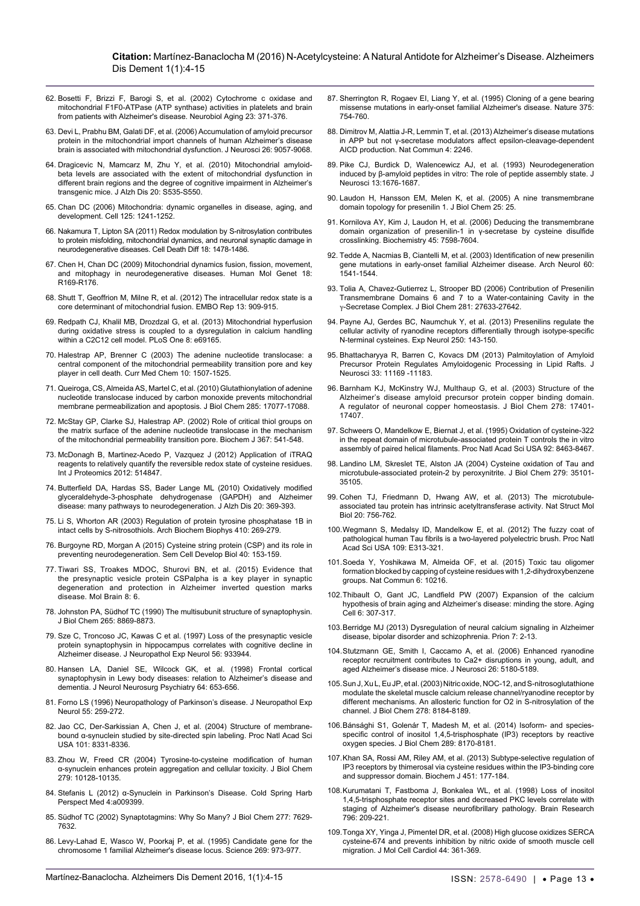62. Bosetti F, Brizzi F, Barogi S, et al. (2002) Cytochrome c oxidase and mitochondrial F1F0-ATPase (ATP synthase) activities in platelets and brain from patients with Alzheimer's disease. Neurobiol Aging 23: 371-376.

63. Devi L, Prabhu BM, Galati DF, et al. (2006) Accumulation of amyloid precursor protein in the mitochondrial import channels of human Alzheimer's disease brain is associated with mitochondrial dysfunction. J Neurosci 26: 9057-9068.

64. Dragicevic N, Mamcarz M, Zhu Y, et al. (2010) Mitochondrial amyloid-beta levels are associated with the extent of mitochondrial dysfunction in different brain regions and the degree of cognitive impairment in Alzheimer's transgenic mice. J Alzh Dis 20: S535-S550.

65. Chan DC (2006) Mitochondria: dynamic organelles in disease, aging, and development. Cell 125: 1241-1252.

66. Nakamura T, Lipton SA (2011) Redox modulation by S-nitrosylation contributes to protein misfolding, mitochondrial dynamics, and neuronal synaptic damage in neurodegenerative diseases. Cell Death Diff 18: 1478-1486.

67. Chen H, Chan DC (2009) Mitochondrial dynamics fusion, fission, movement, and mitophagy in neurodegenerative diseases. Human Mol Genet 18: R169-R176.

68. Shutt T, Geoffrion M, Milne R, et al. (2012) The intracellular redox state is a core determinant of mitochondrial fusion. EMBO Rep 13: 909-915.

69. Redpath CJ, Khalil MB, Drozdzal G, et al. (2013) Mitochondrial hyperfusion during oxidative stress is coupled to a dysregulation in calcium handling within a C2C12 cell model. PLoS One 8: e69165.

70. Halestrap AP, Brenner C (2003) The adenine nucleotide translocase: a central component of the mitochondrial permeability transition pore and key player in cell death. Curr Med Chem 10: 1507-1525.

71. Queiroga, CS, Almeida AS, Martel C, et al. (2010) Glutathionylation of adenine nucleotide translocase induced by carbon monoxide prevents mitochondrial membrane permeabilization and apoptosis. J Biol Chem 285: 17077-17088.

72. McStay GP, Clarke SJ, Halestrap AP. (2002) Role of critical thiol groups on the matrix surface of the adenine nucleotide translocase in the mechanism of the mitochondrial permeability transition pore. Biochem J 367: 541-548.

73. McDonagh B, Martinez-Acedo P, Vazquez J (2012) Application of iTRAQ reagents to relatively quantify the reversible redox state of cysteine residues. Int J Proteomics 2012: 514847.

74. Butterfield DA, Hardas SS, Bader Lange ML (2010) Oxidatively modified glyceraldehyde-3-phosphate dehydrogenase (GAPDH) and Alzheimer disease: many pathways to neurodegeneration. J Alzh Dis 20: 369-393.

75. Li S, Whorton AR (2003) Regulation of protein tyrosine phosphatase 1B in intact cells by S-nitrosothiols. Arch Biochem Biophys 410: 269-279.

76. Burgoyne RD, Morgan A (2015) Cysteine string protein (CSP) and its role in preventing neurodegeneration. Sem Cell Develop Biol 40: 153-159.

77. Tiwari SS, Troakes MDOC, Shurovi BN, et al. (2015) Evidence that the presynaptic vesicle protein CSPalpha is a key player in synaptic degeneration and protection in Alzheimer inverted question marks disease. Mol Brain 8: 6.

78. Johnston PA, Südhof TC (1990) The multisubunit structure of synaptophysin. J Biol Chem 265: 8869-8873.

79. Sze C, Troncoso JC, Kawas C et al. (1997) Loss of the presynaptic vesicle protein synaptophysin in hippocampus correlates with cognitive decline in Alzheimer disease. J Neuropathol Exp Neurol 56: 933944.

80. Hansen LA, Daniel SE, Wilcock GK, et al. (1998) Frontal cortical synaptophysin in Lewy body diseases: relation to Alzheimer's disease and dementia. J Neurol Neurosurg Psychiatry 64: 653-656.

81. Forno LS (1996) Neuropathology of Parkinson's disease. J Neuropathol Exp Neurol 55: 259-272.

82. Jao CC, Der-Sarkissian A, Chen J, et al. (2004) Structure of membrane-bound α-synuclein studied by site-directed spin labeling. Proc Natl Acad Sci USA 101: 8331-8336.

83. Zhou W, Freed CR (2004) Tyrosine-to-cysteine modification of human α-synuclein enhances protein aggregation and cellular toxicity. J Biol Chem 279: 10128-10135.

84. Stefanis L (2012) α-Synuclein in Parkinson's Disease. Cold Spring Harb Perspect Med 4:a009399.

85. Südhof TC (2002) Synaptotagmins: Why So Many? J Biol Chem 277: 7629-7632.

86. Levy-Lahad E, Wasco W, Poorkaj P, et al. (1995) Candidate gene for the chromosome 1 familial Alzheimer's disease locus. Science 269: 973-977.

87. Sherrington R, Rogaev EI, Liang Y, et al. (1995) Cloning of a gene bearing missense mutations in early-onset familial Alzheimer's disease. Nature 375: 754-760.

88. Dimitrov M, Alattia J-R, Lemmin T, et al. (2013) Alzheimer's disease mutations in APP but not γ-secretase modulators affect epsilon-cleavage-dependent AICD production. Nat Commun 4: 2246.

89. Pike CJ, Burdick D, Walencewicz AJ, et al. (1993) Neurodegeneration induced by β-amyloid peptides in vitro: The role of peptide assembly state. J Neurosci 13:1676-1687.

90. Laudon H, Hansson EM, Melen K, et al. (2005) A nine transmembrane domain topology for presenilin 1. J Biol Chem 25: 25.

91. Kornilova AY, Kim J, Laudon H, et al. (2006) Deducing the transmembrane domain organization of presenilin-1 in γ-secretase by cysteine disulfide crosslinking. Biochemistry 45: 7598-7604.

92. Tedde A, Nacmias B, Ciantelli M, et al. (2003) Identification of new presenilin gene mutations in early-onset familial Alzheimer disease. Arch Neurol 60: 1541-1544.

93. Tolia A, Chavez-Gutierrez L, Strooper BD (2006) Contribution of Presenilin Transmembrane Domains 6 and 7 to a Water-containing Cavity in the γ-Secretase Complex. J Biol Chem 281: 27633-27642.

94. Payne AJ, Gerdes BC, Naumchuk Y, et al. (2013) Presenilins regulate the cellular activity of ryanodine receptors differentially through isotype-specific N-terminal cysteines. Exp Neurol 250: 143-150.

95. Bhattacharyya R, Barren C, Kovacs DM (2013) Palmitoylation of Amyloid Precursor Protein Regulates Amyloidogenic Processing in Lipid Rafts. J Neurosci 33: 11169 -11183.

96. Barnham KJ, McKinstry WJ, Multhaup G, et al. (2003) Structure of the Alzheimer's disease amyloid precursor protein copper binding domain. A regulator of neuronal copper homeostasis. J Biol Chem 278: 17401-17407.

97. Schweers O, Mandelkow E, Biernat J, et al. (1995) Oxidation of cysteine-322 in the repeat domain of microtubule-associated protein T controls the in vitro assembly of paired helical filaments. Proc Natl Acad Sci USA 92: 8463-8467.

98. Landino LM, Skreslet TE, Alston JA (2004) Cysteine oxidation of Tau and microtubule-associated protein-2 by peroxynitrite. J Biol Chem 279: 35101-35105.

99. Cohen TJ, Friedmann D, Hwang AW, et al. (2013) The microtubule-associated tau protein has intrinsic acetyltransferase activity. Nat Struct Mol Biol 20: 756-762.

100. Wegmann S, Medalsy ID, Mandelkow E, et al. (2012) The fuzzy coat of pathological human Tau fibrils is a two-layered polyelectric brush. Proc Natl Acad Sci USA 109: E313-321.

101. Soeda Y, Yoshikawa M, Almeida OF, et al. (2015) Toxic tau oligomer formation blocked by capping of cysteine residues with 1,2-dihydroxybenzene groups. Nat Commun 6: 10216.

102. Thibault O, Gant JC, Landfield PW (2007) Expansion of the calcium hypothesis of brain aging and Alzheimer's disease: minding the store. Aging Cell 6: 307-317.

103. Berridge MJ (2013) Dysregulation of neural calcium signaling in Alzheimer disease, bipolar disorder and schizophrenia. Prion 7: 2-13.

104. Stutzmann GE, Smith I, Caccamo A, et al. (2006) Enhanced ryanodine receptor recruitment contributes to Ca2+ disruptions in young, adult, and aged Alzheimer's disease mice. J Neurosci 26: 5180-5189.

105. Sun J, Xu L, Eu JP, et al. (2003) Nitric oxide, NOC-12, and S-nitrosoglutathione modulate the skeletal muscle calcium release channel/ryanodine receptor by different mechanisms. An allosteric function for O2 in S-nitrosylation of the channel. J Biol Chem 278: 8184-8189.

106. Bánsághi S1, Golenár T, Madesh M, et al. (2014) Isoform- and species-specific control of inositol 1,4,5-trisphosphate (IP3) receptors by reactive oxygen species. J Biol Chem 289: 8170-8181.

107. Khan SA, Rossi AM, Riley AM, et al. (2013) Subtype-selective regulation of IP3 receptors by thimerosal via cysteine residues within the IP3-binding core and suppressor domain. Biochem J 451: 177-184.

108. Kurumatani T, Fastboma J, Bonkalea WL, et al. (1998) Loss of inositol 1,4,5-trisphosphate receptor sites and decreased PKC levels correlate with staging of Alzheimer's disease neurofibrillary pathology. Brain Research 796: 209-221.

109. Tonga XY, Yinga J, Pimentel DR, et al. (2008) High glucose oxidizes SERCA cysteine-674 and prevents inhibition by nitric oxide of smooth muscle cell migration. J Mol Cell Cardiol 44: 361-369.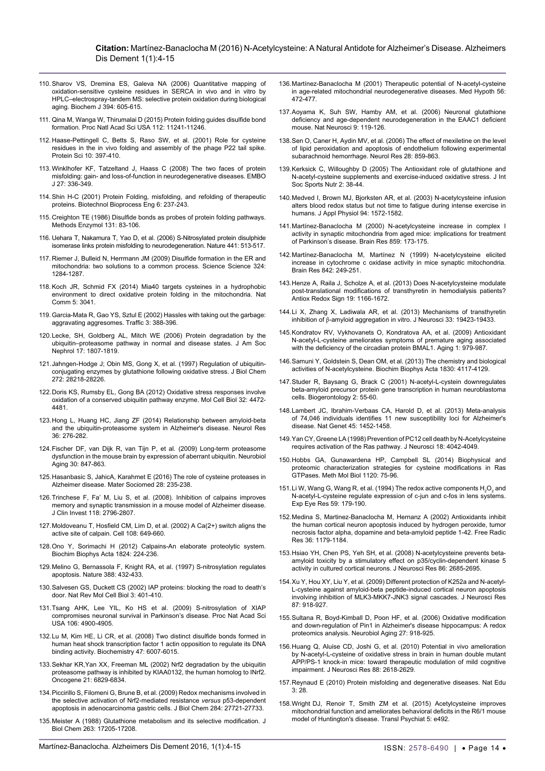110. Sharov VS, Dremina ES, Galeva NA (2006) Quantitative mapping of oxidation-sensitive cysteine residues in SERCA in vivo and in vitro by HPLC–electrospray-tandem MS: selective protein oxidation during biological aging. Biochem J 394: 605-615.

111. Qina M, Wanga W, Thirumalai D (2015) Protein folding guides disulfide bond formation. Proc Natl Acad Sci USA 112: 11241-11246.

112. Haase-Pettingell C, Betts S, Raso SW, et al. (2001) Role for cysteine residues in the in vivo folding and assembly of the phage P22 tail spike. Protein Sci 10: 397-410.

113. Winklhofer KF, Tatzeltand J, Haass C (2008) The two faces of protein misfolding: gain- and loss-of-function in neurodegenerative diseases. EMBO J 27: 336-349.

114. Shin H-C (2001) Protein Folding, misfolding, and refolding of therapeutic proteins. Biotechnol Bioprocess Eng 6: 237-243.

115. Creighton TE (1986) Disulfide bonds as probes of protein folding pathways. Methods Enzymol 131: 83-106.

116. Uehara T, Nakamura T, Yao D, et al. (2006) S-Nitrosylated protein disulphide isomerase links protein misfolding to neurodegeneration. Nature 441: 513-517.

117. Riemer J, Bulleid N, Herrmann JM (2009) Disulfide formation in the ER and mitochondria: two solutions to a common process. Science Science 324: 1284-1287.

118. Koch JR, Schmid FX (2014) Mia40 targets cysteines in a hydrophobic environment to direct oxidative protein folding in the mitochondria. Nat Comm 5: 3041.

119. Garcia-Mata R, Gao YS, Sztul E (2002) Hassles with taking out the garbage: aggravating aggresomes. Traffic 3: 388-396.

120. Lecke, SH, Goldberg AL, Mitch WE (2006) Protein degradation by the ubiquitin–proteasome pathway in normal and disease states. J Am Soc Nephrol 17: 1807-1819.

121. Jahngen-Hodge J; Obin MS, Gong X, et al. (1997) Regulation of ubiquitin-conjugating enzymes by glutathione following oxidative stress. J Biol Chem 272: 28218-28226.

122. Doris KS, Rumsby EL, Gong BA (2012) Oxidative stress responses involve oxidation of a conserved ubiquitin pathway enzyme. Mol Cell Biol 32: 4472-4481.

123. Hong L, Huang HC, Jiang ZF (2014) Relationship between amyloid-beta and the ubiquitin-proteasome system in Alzheimer's disease. Neurol Res 36: 276-282.

124. Fischer DF, van Dijk R, van Tijn P, et al. (2009) Long-term proteasome dysfunction in the mouse brain by expression of aberrant ubiquitin. Neurobiol Aging 30: 847-863.

125. Hasanbasic S, JahicA, Karahmet E (2016) The role of cysteine proteases in Alzheimer disease. Mater Sociomed 28: 235-238.

126. Trinchese F, Fa' M, Liu S, et al. (2008). Inhibition of calpains improves memory and synaptic transmission in a mouse model of Alzheimer disease. J Clin Invest 118: 2796-2807.

127. Moldoveanu T, Hosfield CM, Lim D, et al. (2002) A Ca(2+) switch aligns the active site of calpain. Cell 108: 649-660.

128. Ono Y, Sorimachi H (2012) Calpains-An elaborate proteolytic system. Biochim Biophys Acta 1824: 224-236.

129. Melino G, Bernassola F, Knight RA, et al. (1997) S-nitrosylation regulates apoptosis. Nature 388: 432-433.

130. Salvesen GS, Duckett CS (2002) IAP proteins: blocking the road to death's door. Nat Rev Mol Cell Biol 3: 401-410.

131. Tsang AHK, Lee YIL, Ko HS et al. (2009) S-nitrosylation of XIAP compromises neuronal survival in Parkinson's disease. Proc Nat Acad Sci USA 106: 4900-4905.

132. Lu M, Kim HE, Li CR, et al. (2008) Two distinct disulfide bonds formed in human heat shock transcription factor 1 actin opposition to regulate its DNA binding activity. Biochemistry 47: 6007-6015.

133. Sekhar KR,Yan XX, Freeman ML (2002) Nrf2 degradation by the ubiquitin proteasome pathway is inhibited by KIAA0132, the human homolog to INrf2. Oncogene 21: 6829-6834.

134. Piccirillo S, Filomeni G, Brune B, et al. (2009) Redox mechanisms involved in the selective activation of Nrf2-mediated resistance *versus* p53-dependent apoptosis in adenocarcinoma gastric cells. J Biol Chem 284: 27721-27733.

135. Meister A (1988) Glutathione metabolism and its selective modification. J Biol Chem 263: 17205-17208.

136. Martínez-Banaclocha M (2001) Therapeutic potential of N-acetyl-cysteine in age-related mitochondrial neurodegenerative diseases. Med Hypoth 56: 472-477.

137. Aoyama K, Suh SW, Hamby AM, et al. (2006) Neuronal glutathione deficiency and age-dependent neurodegeneration in the EAAC1 deficient mouse. Nat Neurosci 9: 119-126.

138. Sen O, Caner H, Aydin MV, et al. (2006) The effect of mexiletine on the level of lipid peroxidation and apoptosis of endothelium following experimental subarachnoid hemorrhage. Neurol Res 28: 859-863.

139. Kerksick C, Willoughby D (2005) The Antioxidant role of glutathione and N-acetyl-cysteine supplements and exercise-induced oxidative stress. J Int Soc Sports Nutr 2: 38-44.

140. Medved I, Brown MJ, Bjorksten AR, et al. (2003) N-acetylcysteine infusion alters blood redox status but not time to fatigue during intense exercise in humans. J Appl Physiol 94: 1572-1582.

141. Martínez-Banaclocha M (2000) N-acetylcysteine increase in complex I activity in synaptic mitochondria from aged mice: implications for treatment of Parkinson's disease. Brain Res 859: 173-175.

142. Martínez-Banaclocha M, Martínez N (1999) N-acetylcysteine elicited increase in cytochrome c oxidase activity in mice synaptic mitochondria. Brain Res 842: 249-251.

143. Henze A, Raila J, Scholze A, et al. (2013) Does N-acetylcysteine modulate post-translational modifications of transthyretin in hemodialysis patients? Antiox Redox Sign 19: 1166-1672.

144. Li X, Zhang X, Ladiwala AR, et al. (2013) Mechanisms of transthyretin inhibition of β-amyloid aggregation in vitro. J Neurosci 33: 19423-19433.

145. Kondratov RV, Vykhovanets O, Kondratova AA, et al. (2009) Antioxidant N-acetyl-L-cysteine ameliorates symptoms of premature aging associated with the deficiency of the circadian protein BMAL1. Aging 1: 979-987.

146. Samuni Y, Goldstein S, Dean OM, et al. (2013) The chemistry and biological activities of N-acetylcysteine. Biochim Biophys Acta 1830: 4117-4129.

147. Studer R, Baysang G, Brack C (2001) N-acetyl-L-cystein downregulates beta-amyloid precursor protein gene transcription in human neuroblastoma cells. Biogerontology 2: 55-60.

148. Lambert JC, Ibrahim-Verbaas CA, Harold D, et al. (2013) Meta-analysis of 74,046 individuals identifies 11 new susceptibility loci for Alzheimer's disease. Nat Genet 45: 1452-1458.

149. Yan CY, Greene LA (1998) Prevention of PC12 cell death by N-Acetylcysteine requires activation of the Ras pathway. J Neurosci 18: 4042-4049.

150. Hobbs GA, Gunawardena HP, Campbell SL (2014) Biophysical and proteomic characterization strategies for cysteine modifications in Ras GTPases. Meth Mol Biol 1120: 75-96.

151. Li W, Wang G, Wang R, et al. (1994) The redox active components $H_2O_2$ and N-acetyl-L-cysteine regulate expression of c-jun and c-fos in lens systems. Exp Eye Res 59: 179-190.

152. Medina S, Martinez-Banaclocha M, Hernanz A (2002) Antioxidants inhibit the human cortical neuron apoptosis induced by hydrogen peroxide, tumor necrosis factor alpha, dopamine and beta-amyloid peptide 1-42. Free Radic Res 36: 1179-1184.

153. Hsiao YH, Chen PS, Yeh SH, et al. (2008) N-acetylcysteine prevents beta-amyloid toxicity by a stimulatory effect on p35/cyclin-dependent kinase 5 activity in cultured cortical neurons. J Neurosci Res 86: 2685-2695.

154. Xu Y, Hou XY, Liu Y, et al. (2009) Different protection of K252a and N-acetyl-L-cysteine against amyloid-beta peptide-induced cortical neuron apoptosis involving inhibition of MLK3-MKK7-JNK3 signal cascades. J Neurosci Res 87: 918-927.

155. Sultana R, Boyd-Kimball D, Poon HF, et al. (2006) Oxidative modification and down-regulation of Pin1 in Alzheimer's disease hippocampus: A redox proteomics analysis. Neurobiol Aging 27: 918-925.

156. Huang Q, Aluise CD, Joshi G, et al. (2010) Potential in vivo amelioration by N-acetyl-L-cysteine of oxidative stress in brain in human double mutant APP/PS-1 knock-in mice: toward therapeutic modulation of mild cognitive impairment. J Neurosci Res 88: 2618-2629.

157. Reynaud E (2010) Protein misfolding and degenerative diseases. Nat Edu 3: 28.

158. Wright DJ, Renoir T, Smith ZM et al. (2015) Acetylcysteine improves mitochondrial function and ameliorates behavioral deficits in the R6/1 mouse model of Huntington's disease. Transl Psychiat 5: e492.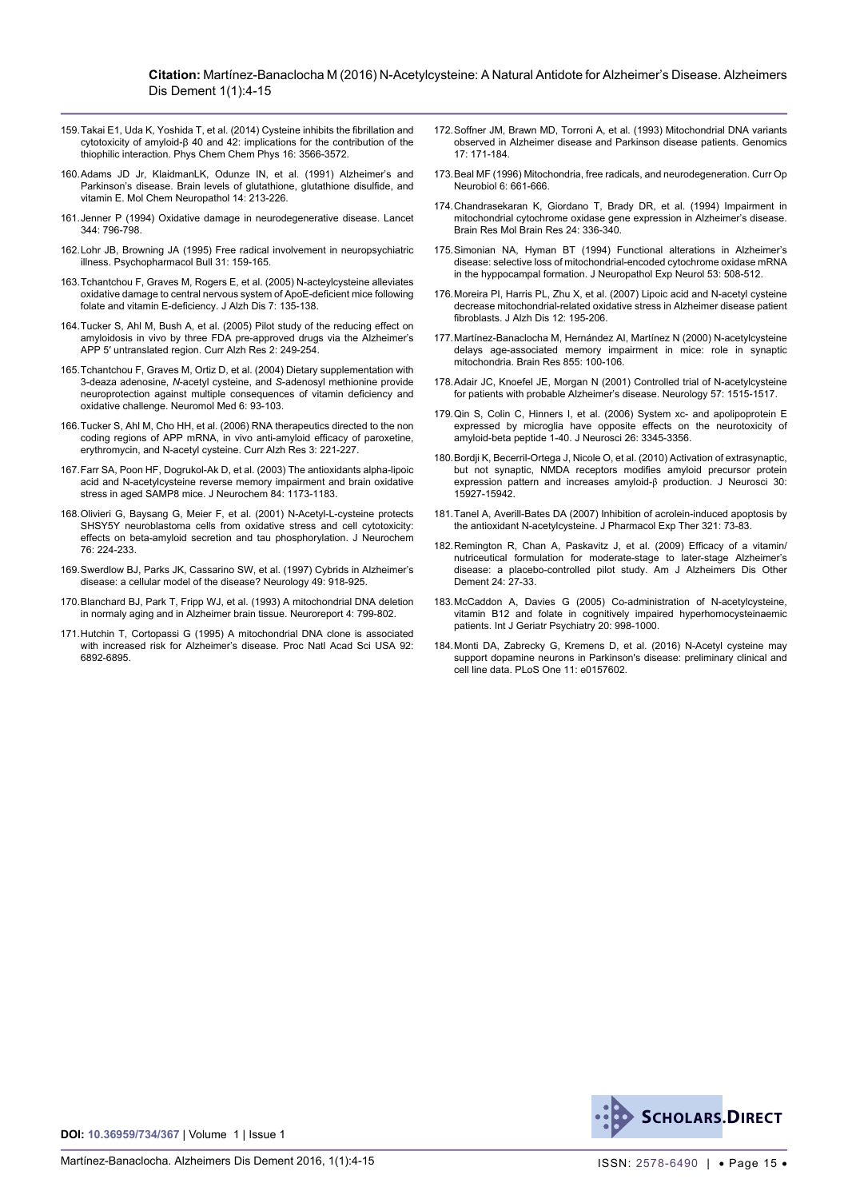159. Takai E1, Uda K, Yoshida T, et al. (2014) Cysteine inhibits the fibrillation and cytotoxicity of amyloid-β 40 and 42: implications for the contribution of the thiophilic interaction. Phys Chem Chem Phys 16: 3566-3572.

160. Adams JD Jr, KlaidmanLK, Odunze IN, et al. (1991) Alzheimer's and Parkinson's disease. Brain levels of glutathione, glutathione disulfide, and vitamin E. Mol Chem Neuropathol 14: 213-226.

161. Jenner P (1994) Oxidative damage in neurodegenerative disease. Lancet 344: 796-798.

162. Lohr JB, Browning JA (1995) Free radical involvement in neuropsychiatric illness. Psychopharmacol Bull 31: 159-165.

163. Tchantchou F, Graves M, Rogers E, et al. (2005) N-acteylcysteine alleviates oxidative damage to central nervous system of ApoE-deficient mice following folate and vitamin E-deficiency. J Alzh Dis 7: 135-138.

164. Tucker S, Ahl M, Bush A, et al. (2005) Pilot study of the reducing effect on amyloidosis in vivo by three FDA pre-approved drugs via the Alzheimer's APP 5′ untranslated region. Curr Alzh Res 2: 249-254.

165. Tchantchou F, Graves M, Ortiz D, et al. (2004) Dietary supplementation with 3-deaza adenosine, *N*-acetyl cysteine, and *S*-adenosyl methionine provide neuroprotection against multiple consequences of vitamin deficiency and oxidative challenge. Neuromol Med 6: 93-103.

166. Tucker S, Ahl M, Cho HH, et al. (2006) RNA therapeutics directed to the non coding regions of APP mRNA, in vivo anti-amyloid efficacy of paroxetine, erythromycin, and N-acetyl cysteine. Curr Alzh Res 3: 221-227.

167. Farr SA, Poon HF, Dogrukol-Ak D, et al. (2003) The antioxidants alpha-lipoic acid and N-acetylcysteine reverse memory impairment and brain oxidative stress in aged SAMP8 mice. J Neurochem 84: 1173-1183.

168. Olivieri G, Baysang G, Meier F, et al. (2001) N-Acetyl-L-cysteine protects SHSY5Y neuroblastoma cells from oxidative stress and cell cytotoxicity: effects on beta-amyloid secretion and tau phosphorylation. J Neurochem 76: 224-233.

169. Swerdlow BJ, Parks JK, Cassarino SW, et al. (1997) Cybrids in Alzheimer's disease: a cellular model of the disease? Neurology 49: 918-925.

170. Blanchard BJ, Park T, Fripp WJ, et al. (1993) A mitochondrial DNA deletion in normaly aging and in Alzheimer brain tissue. Neuroreport 4: 799-802.

171. Hutchin T, Cortopassi G (1995) A mitochondrial DNA clone is associated with increased risk for Alzheimer's disease. Proc Natl Acad Sci USA 92: 6892-6895.

172. Soffner JM, Brown MD, Torroni A, et al. (1993) Mitochondrial DNA variants observed in Alzheimer disease and Parkinson disease patients. Genomics 17: 171-184.

173. Beal MF (1996) Mitochondria, free radicals, and neurodegeneration. Curr Op Neurobiol 6: 661-666.

174. Chandrasekaran K, Giordano T, Brady DR, et al. (1994) Impairment in mitochondrial cytochrome oxidase gene expression in Alzheimer's disease. Brain Res Mol Brain Res 24: 336-340.

175. Simonian NA, Hyman BT (1994) Functional alterations in Alzheimer's disease: selective loss of mitochondrial-encoded cytochrome oxidase mRNA in the hyppocampal formation. J Neuropathol Exp Neurol 53: 508-512.

176. Moreira PI, Harris PL, Zhu X, et al. (2007) Lipoic acid and N-acetyl cysteine decrease mitochondrial-related oxidative stress in Alzheimer disease patient fibroblasts. J Alzh Dis 12: 195-206.

177. Martínez-Banaclocha M, Hernández AI, Martínez N (2000) N-acetylcysteine delays age-associated memory impairment in mice: role in synaptic mitochondria. Brain Res 855: 100-106.

178. Adair JC, Knoefel JE, Morgan N (2001) Controlled trial of N-acetylcysteine for patients with probable Alzheimer's disease. Neurology 57: 1515-1517.

179. Qin S, Colin C, Hinners I, et al. (2006) System xc- and apolipoprotein E expressed by microglia have opposite effects on the neurotoxicity of amyloid-beta peptide 1-40. J Neurosci 26: 3345-3356.

180. Bordji K, Becerril-Ortega J, Nicole O, et al. (2010) Activation of extrasynaptic, but not synaptic, NMDA receptors modifies amyloid precursor protein expression pattern and increases amyloid-β production. J Neurosci 30: 15927-15942.

181. Tanel A, Averill-Bates DA (2007) Inhibition of acrolein-induced apoptosis by the antioxidant N-acetylcysteine. J Pharmacol Exp Ther 321: 73-83.

182. Remington R, Chan A, Paskavitz J, et al. (2009) Efficacy of a vitamin/nutriceutical formulation for moderate-stage to later-stage Alzheimer's disease: a placebo-controlled pilot study. Am J Alzheimers Dis Other Dement 24: 27-33.

183. McCaddon A, Davies G (2005) Co-administration of N-acetylcysteine, vitamin B12 and folate in cognitively impaired hyperhomocysteinaemic patients. Int J Geriatr Psychiatry 20: 998-1000.

184. Monti DA, Zabrecky G, Kremens D, et al. (2016) N-Acetyl cysteine may support dopamine neurons in Parkinson's disease: preliminary clinical and cell line data. PLoS One 11: e0157602.